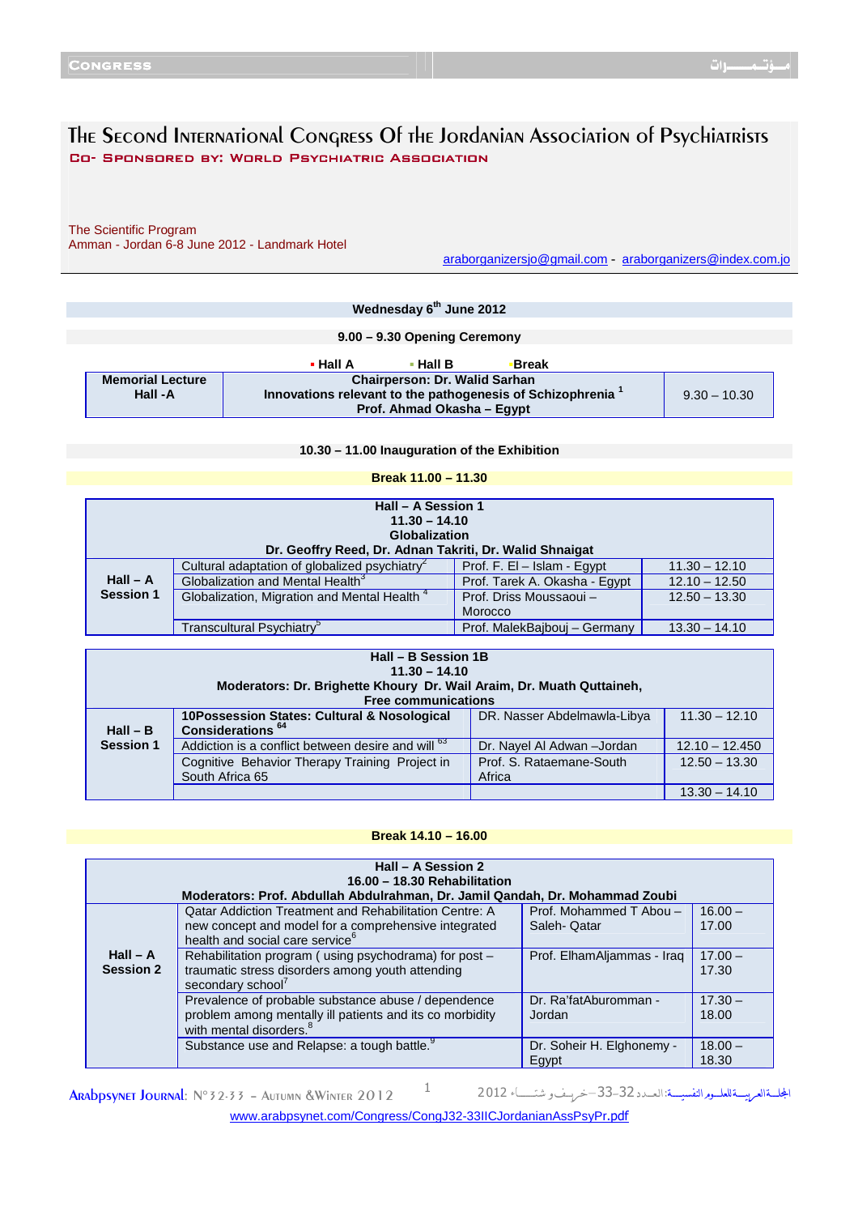# The Second International Congress Of the Jordanian Association of Psychiatrists

**Co- Sponsored by: World Psychiatric Association**

The Scientific Program
Amman - Jordan 6-8 June 2012 - Landmark Hotel

araborganizersjo@gmail.com - araborganizers@index.com.jo

**Wednesday 6th June 2012**

**9.00 – 9.30 Opening Ceremony**

▪ **Hall A** ▪ **Hall B** ▪ **Break**

| Memorial Lecture Hall -A | Chairperson: Dr. Walid Sarhan<br>Innovations relevant to the pathogenesis of Schizophrenia [1]<br>Prof. Ahmad Okasha – Egypt | 9.30 – 10.30 |
|---|---|---|

**10.30 – 11.00 Inauguration of the Exhibition**

**Break 11.00 – 11.30**

**Hall – A Session 1**
**11.30 – 14.10**
**Globalization**
**Dr. Geoffry Reed, Dr. Adnan Takriti, Dr. Walid Shnaigat**

| | | | |
|---|---|---|---|
| **Hall – A Session 1** | Cultural adaptation of globalized psychiatry[2] | Prof. F. El – Islam - Egypt | 11.30 – 12.10 |
| | Globalization and Mental Health[3] | Prof. Tarek A. Okasha - Egypt | 12.10 – 12.50 |
| | Globalization, Migration and Mental Health [4] | Prof. Driss Moussaoui – Morocco | 12.50 – 13.30 |
| | Transcultural Psychiatry[5] | Prof. MalekBajbouj – Germany | 13.30 – 14.10 |

**Hall – B Session 1B**
**11.30 – 14.10**
**Moderators: Dr. Brighette Khoury Dr. Wail Araim, Dr. Muath Quttaineh,**
**Free communications**

| | | | |
|---|---|---|---|
| **Hall – B Session 1** | **10Possession States: Cultural & Nosological Considerations [64]** | DR. Nasser Abdelmawla-Libya | 11.30 – 12.10 |
| | Addiction is a conflict between desire and will [63] | Dr. Nayel Al Adwan –Jordan | 12.10 – 12.450 |
| | Cognitive Behavior Therapy Training Project in South Africa 65 | Prof. S. Rataemane-South Africa | 12.50 – 13.30 |
| | | | 13.30 – 14.10 |

**Break 14.10 – 16.00**

**Hall – A Session 2**
**16.00 – 18.30 Rehabilitation**
**Moderators: Prof. Abdullah Abdulrahman, Dr. Jamil Qandah, Dr. Mohammad Zoubi**

| | | | |
|---|---|---|---|
| **Hall – A Session 2** | Qatar Addiction Treatment and Rehabilitation Centre: A new concept and model for a comprehensive integrated health and social care service[6] | Prof. Mohammed T Abou – Saleh- Qatar | 16.00 – 17.00 |
| | Rehabilitation program ( using psychodrama) for post – traumatic stress disorders among youth attending secondary school[7] | Prof. ElhamAljammas - Iraq | 17.00 – 17.30 |
| | Prevalence of probable substance abuse / dependence problem among mentally ill patients and its co morbidity with mental disorders.[8] | Dr. Ra'fatAburomman - Jordan | 17.30 – 18.00 |
| | Substance use and Relapse: a tough battle.[9] | Dr. Soheir H. Elghonemy - Egypt | 18.00 – 18.30 |

www.arabpsynet.com/Congress/CongJ32-33IICJordanianAssPsyPr.pdf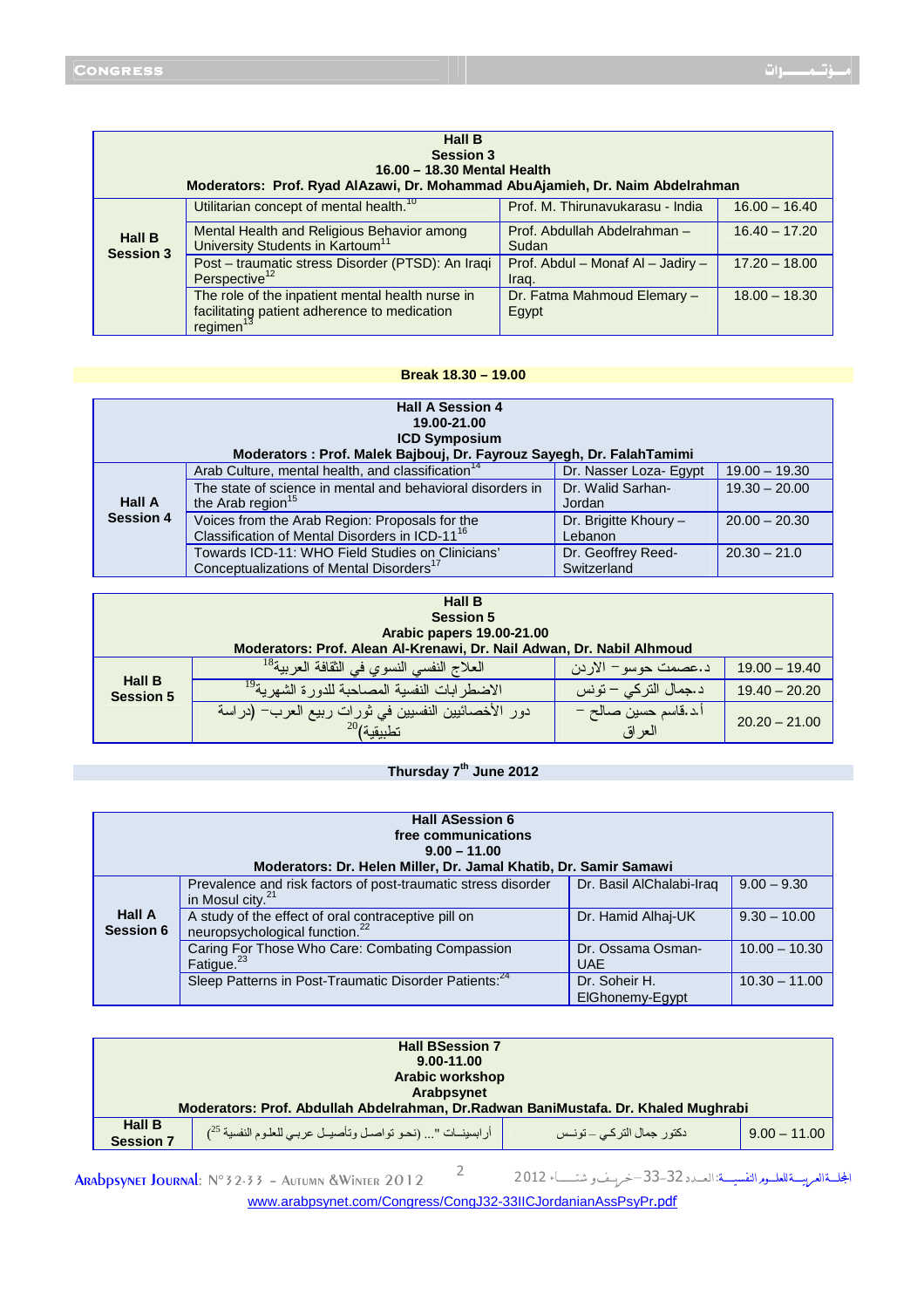| Hall B Session 3 16.00 – 18.30 Mental Health Moderators: Prof. Ryad AlAzawi, Dr. Mohammad AbuAjamieh, Dr. Naim Abdelrahman | | | |
|---|---|---|---|
| Hall B Session 3 | Utilitarian concept of mental health.[10] | Prof. M. Thirunavukarasu - India | 16.00 – 16.40 |
| | Mental Health and Religious Behavior among University Students in Kartoum[11] | Prof. Abdullah Abdelrahman – Sudan | 16.40 – 17.20 |
| | Post – traumatic stress Disorder (PTSD): An Iraqi Perspective[12] | Prof. Abdul – Monaf Al – Jadiry – Iraq. | 17.20 – 18.00 |
| | The role of the inpatient mental health nurse in facilitating patient adherence to medication regimen[13] | Dr. Fatma Mahmoud Elemary – Egypt | 18.00 – 18.30 |

**Break 18.30 – 19.00**

| Hall A Session 4 19.00-21.00 ICD Symposium Moderators : Prof. Malek Bajbouj, Dr. Fayrouz Sayegh, Dr. FalahTamimi | | | |
|---|---|---|---|
| Hall A Session 4 | Arab Culture, mental health, and classification[14] | Dr. Nasser Loza- Egypt | 19.00 – 19.30 |
| | The state of science in mental and behavioral disorders in the Arab region[15] | Dr. Walid Sarhan- Jordan | 19.30 – 20.00 |
| | Voices from the Arab Region: Proposals for the Classification of Mental Disorders in ICD-11[16] | Dr. Brigitte Khoury – Lebanon | 20.00 – 20.30 |
| | Towards ICD-11: WHO Field Studies on Clinicians' Conceptualizations of Mental Disorders[17] | Dr. Geoffrey Reed- Switzerland | 20.30 – 21.0 |

| Hall B Session 5 Arabic papers 19.00-21.00 Moderators: Prof. Alean Al-Krenawi, Dr. Nail Adwan, Dr. Nabil Alhmoud | | | |
|---|---|---|---|
| Hall B Session 5 | العلاج النفسي النسوي في الثقافة العربية[18] | د.عصمت حوسو – الاردن | 19.00 – 19.40 |
| | الاضطرابات النفسية المصاحبة للدورة الشهرية[19] | د.جمال التركي – تونس | 19.40 – 20.20 |
| | دور الأخصائيين النفسيين في ثورات ربيع العرب- (دراسة تطبيقية)[20] | أ.د.قاسم حسين صالح – العراق | 20.20 – 21.00 |

**Thursday 7th June 2012**

| Hall ASession 6 free communications 9.00 – 11.00 Moderators: Dr. Helen Miller, Dr. Jamal Khatib, Dr. Samir Samawi | | | |
|---|---|---|---|
| Hall A Session 6 | Prevalence and risk factors of post-traumatic stress disorder in Mosul city.[21] | Dr. Basil AlChalabi-Iraq | 9.00 – 9.30 |
| | A study of the effect of oral contraceptive pill on neuropsychological function.[22] | Dr. Hamid Alhaj-UK | 9.30 – 10.00 |
| | Caring For Those Who Care: Combating Compassion Fatigue.[23] | Dr. Ossama Osman-UAE | 10.00 – 10.30 |
| | Sleep Patterns in Post-Traumatic Disorder Patients:[24] | Dr. Soheir H. ElGhonemy-Egypt | 10.30 – 11.00 |

| Hall BSession 7 9.00-11.00 Arabic workshop Arabpsynet Moderators: Prof. Abdullah Abdelrahman, Dr.Radwan BaniMustafa. Dr. Khaled Mughrabi | | | |
|---|---|---|---|
| Hall B Session 7 | أرابسينات "... (نحو تواصل وتأصيل عربي للعلوم النفسية)[25] | دكتور جمال التركي – تونس | 9.00 – 11.00 |

www.arabpsynet.com/Congress/CongJ32-33IICJordanianAssPsyPr.pdf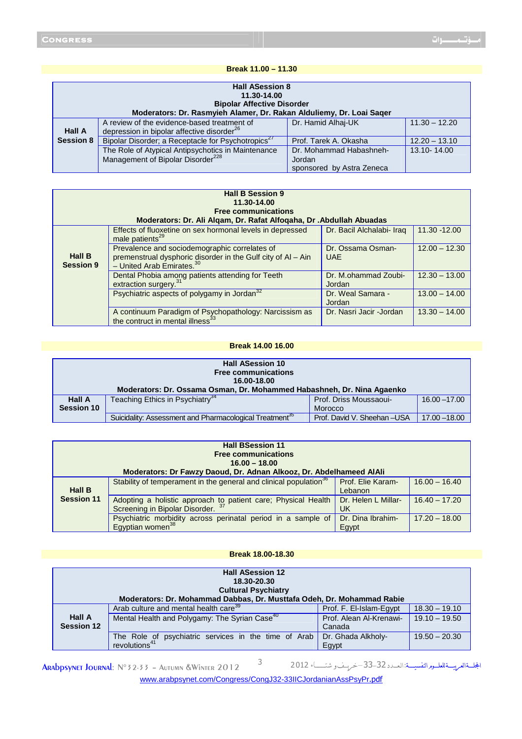**Break 11.00 – 11.30**

| Hall ASession 8<br>11.30-14.00<br>Bipolar Affective Disorder<br>Moderators: Dr. Rasmyieh Alamer, Dr. Rakan Alduliemy, Dr. Loai Saqer | | | |
|---|---|---|---|
| Hall A Session 8 | A review of the evidence-based treatment of depression in bipolar affective disorder[26] | Dr. Hamid Alhaj-UK | 11.30 – 12.20 |
| | Bipolar Disorder; a Receptacle for Psychotropics[27] | Prof. Tarek A. Okasha | 12.20 – 13.10 |
| | The Role of Atypical Antipsychotics in Maintenance Management of Bipolar Disorder[228] | Dr. Mohammad Habashneh-Jordan sponsored by Astra Zeneca | 13.10- 14.00 |

| Hall B Session 9<br>11.30-14.00<br>Free communications<br>Moderators: Dr. Ali Alqam, Dr. Rafat Alfoqaha, Dr .Abdullah Abuadas | | | |
|---|---|---|---|
| Hall B Session 9 | Effects of fluoxetine on sex hormonal levels in depressed male patients[29] | Dr. Bacil Alchalabi- Iraq | 11.30 -12.00 |
| | Prevalence and sociodemographic correlates of premenstrual dysphoric disorder in the Gulf city of Al – Ain – United Arab Emirates.[30] | Dr. Ossama Osman-UAE | 12.00 – 12.30 |
| | Dental Phobia among patients attending for Teeth extraction surgery.[31] | Dr. M.ohammad Zoubi-Jordan | 12.30 – 13.00 |
| | Psychiatric aspects of polygamy in Jordan[32] | Dr. Weal Samara -Jordan | 13.00 – 14.00 |
| | A continuum Paradigm of Psychopathology: Narcissism as the contruct in mental illness[33] | Dr. Nasri Jacir -Jordan | 13.30 – 14.00 |

**Break 14.00 16.00**

| Hall ASession 10<br>Free communications<br>16.00-18.00<br>Moderators: Dr. Ossama Osman, Dr. Mohammed Habashneh, Dr. Nina Agaenko | | | |
|---|---|---|---|
| Hall A Session 10 | Teaching Ethics in Psychiatry[34] | Prof. Driss Moussaoui-Morocco | 16.00 –17.00 |
| | Suicidality: Assessment and Pharmacological Treatment[35] | Prof. David V. Sheehan –USA | 17.00 –18.00 |

| Hall BSession 11<br>Free communications<br>16.00 – 18.00<br>Moderators: Dr Fawzy Daoud, Dr. Adnan Alkooz, Dr. Abdelhameed AlAli | | | |
|---|---|---|---|
| Hall B Session 11 | Stability of temperament in the general and clinical population[36] | Prof. Elie Karam-Lebanon | 16.00 – 16.40 |
| | Adopting a holistic approach to patient care; Physical Health Screening in Bipolar Disorder. [37] | Prof. Helen L Millar-UK | 16.40 – 17.20 |
| | Psychiatric morbidity across perinatal period in a sample of Egyptian women[38] | Dr. Dina Ibrahim-Egypt | 17.20 – 18.00 |

**Break 18.00-18.30**

| Hall ASession 12<br>18.30-20.30<br>Cultural Psychiatry<br>Moderators: Dr. Mohammad Dabbas, Dr. Musttafa Odeh, Dr. Mohammad Rabie | | | |
|---|---|---|---|
| Hall A Session 12 | Arab culture and mental health care[39] | Prof. F. El-Islam-Egypt | 18.30 – 19.10 |
| | Mental Health and Polygamy: The Syrian Case[40] | Prof. Alean Al-Krenawi-Canada | 19.10 – 19.50 |
| | The Role of psychiatric services in the time of Arab revolutions[41] | Dr. Ghada Alkholy-Egypt | 19.50 – 20.30 |

www.arabpsynet.com/Congress/CongJ32-33IICJordanianAssPsyPr.pdf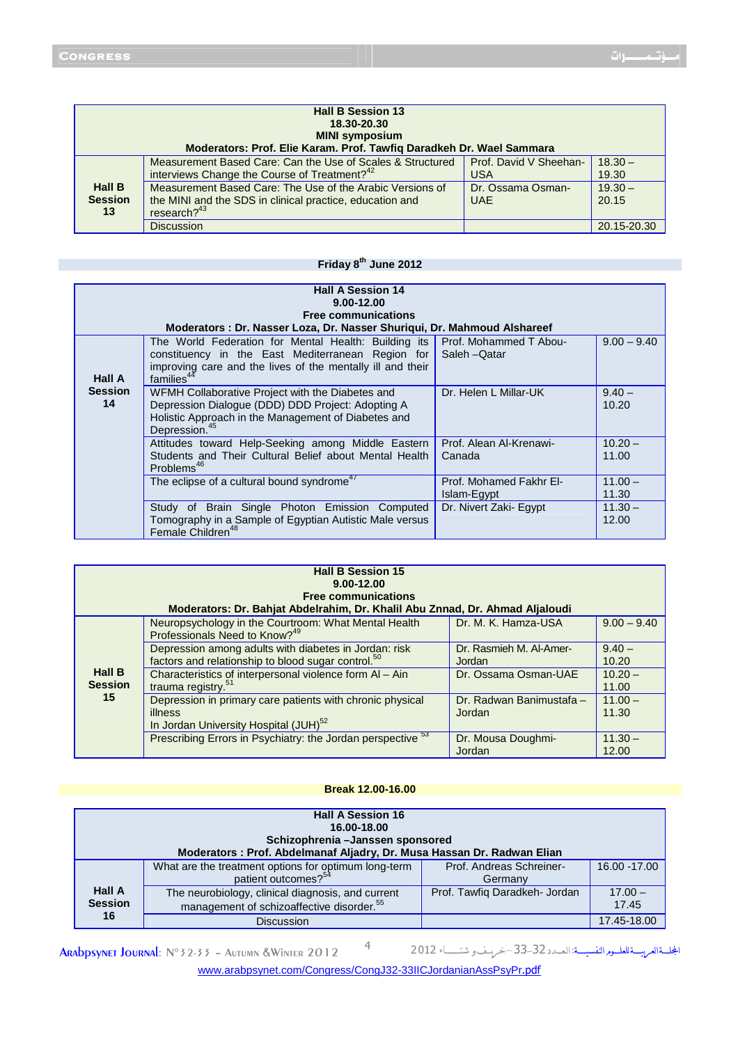| Hall B Session 13<br>18.30-20.30<br>MINI symposium<br>Moderators: Prof. Elie Karam. Prof. Tawfiq Daradkeh Dr. Wael Sammara | | | |
|---|---|---|---|
| Hall B Session 13 | Measurement Based Care: Can the Use of Scales & Structured interviews Change the Course of Treatment?[42] | Prof. David V Sheehan-USA | 18.30 – 19.30 |
| | Measurement Based Care: The Use of the Arabic Versions of the MINI and the SDS in clinical practice, education and research?[43] | Dr. Ossama Osman-UAE | 19.30 – 20.15 |
| | Discussion | | 20.15-20.30 |

**Friday 8th June 2012**

| Hall A Session 14<br>9.00-12.00<br>Free communications<br>Moderators : Dr. Nasser Loza, Dr. Nasser Shuriqui, Dr. Mahmoud Alshareef | | | |
|---|---|---|---|
| Hall A Session 14 | The World Federation for Mental Health: Building its constituency in the East Mediterranean Region for improving care and the lives of the mentally ill and their families[44] | Prof. Mohammed T Abou-Saleh –Qatar | 9.00 – 9.40 |
| | WFMH Collaborative Project with the Diabetes and Depression Dialogue (DDD) DDD Project: Adopting A Holistic Approach in the Management of Diabetes and Depression.[45] | Dr. Helen L Millar-UK | 9.40 – 10.20 |
| | Attitudes toward Help-Seeking among Middle Eastern Students and Their Cultural Belief about Mental Health Problems[46] | Prof. Alean Al-Krenawi-Canada | 10.20 – 11.00 |
| | The eclipse of a cultural bound syndrome[47] | Prof. Mohamed Fakhr El-Islam-Egypt | 11.00 – 11.30 |
| | Study of Brain Single Photon Emission Computed Tomography in a Sample of Egyptian Autistic Male versus Female Children[48] | Dr. Nivert Zaki- Egypt | 11.30 – 12.00 |

| Hall B Session 15<br>9.00-12.00<br>Free communications<br>Moderators: Dr. Bahjat Abdelrahim, Dr. Khalil Abu Znnad, Dr. Ahmad Aljaloudi | | | |
|---|---|---|---|
| Hall B Session 15 | Neuropsychology in the Courtroom: What Mental Health Professionals Need to Know?[49] | Dr. M. K. Hamza-USA | 9.00 – 9.40 |
| | Depression among adults with diabetes in Jordan: risk factors and relationship to blood sugar control.[50] | Dr. Rasmieh M. Al-Amer-Jordan | 9.40 – 10.20 |
| | Characteristics of interpersonal violence form Al – Ain trauma registry.[51] | Dr. Ossama Osman-UAE | 10.20 – 11.00 |
| | Depression in primary care patients with chronic physical illness<br>In Jordan University Hospital (JUH)[52] | Dr. Radwan Banimustafa – Jordan | 11.00 – 11.30 |
| | Prescribing Errors in Psychiatry: the Jordan perspective[53] | Dr. Mousa Doughmi-Jordan | 11.30 – 12.00 |

**Break 12.00-16.00**

| Hall A Session 16<br>16.00-18.00<br>Schizophrenia –Janssen sponsored<br>Moderators : Prof. Abdelmanaf Aljadry, Dr. Musa Hassan Dr. Radwan Elian | | | |
|---|---|---|---|
| Hall A Session 16 | What are the treatment options for optimum long-term patient outcomes?[54] | Prof. Andreas Schreiner-Germany | 16.00 -17.00 |
| | The neurobiology, clinical diagnosis, and current management of schizoaffective disorder.[55] | Prof. Tawfiq Daradkeh- Jordan | 17.00 – 17.45 |
| | Discussion | | 17.45-18.00 |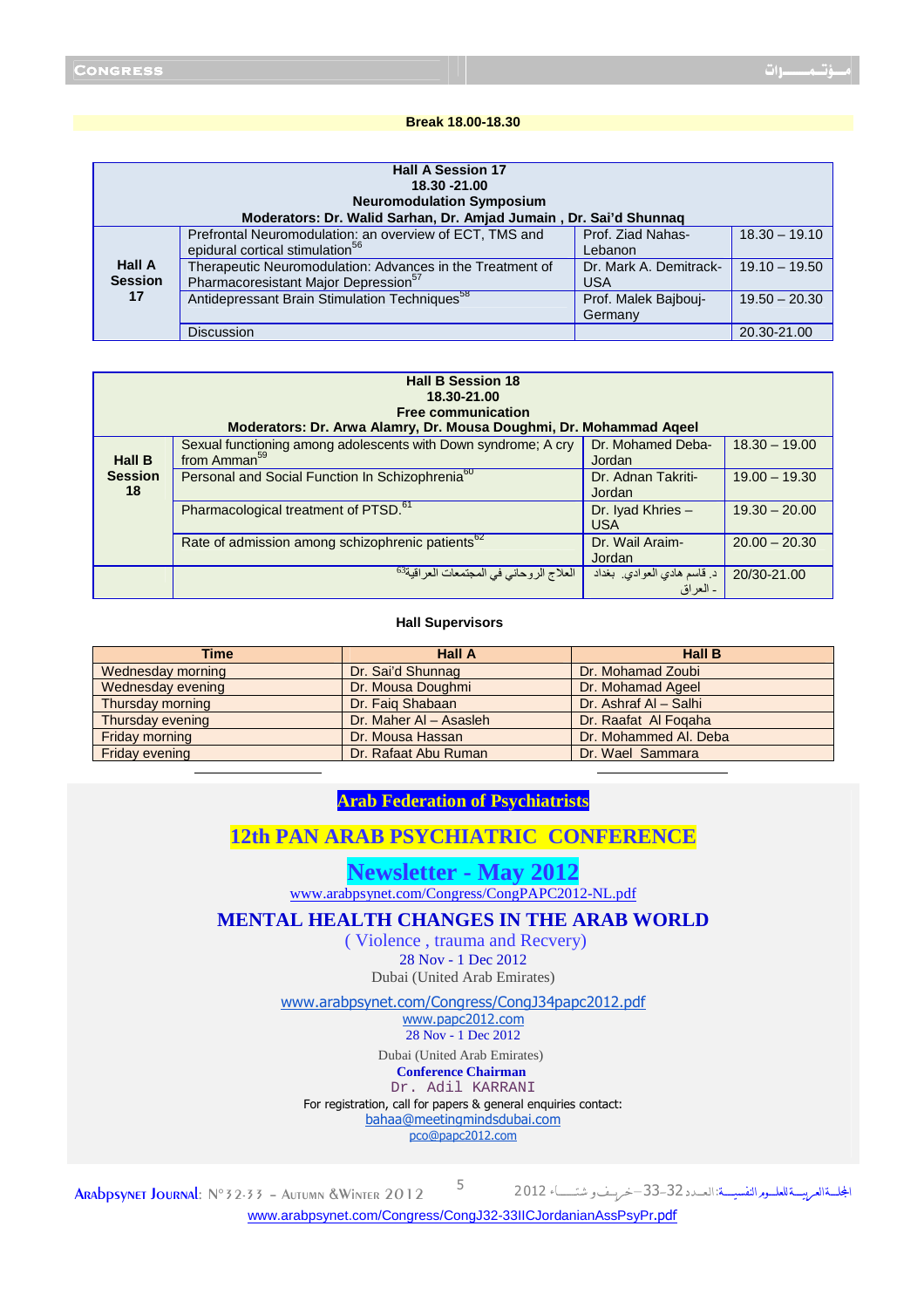**Break 18.00-18.30**

| Hall A Session 17<br>18.30 -21.00<br>Neuromodulation Symposium<br>Moderators: Dr. Walid Sarhan, Dr. Amjad Jumain , Dr. Sai'd Shunnaq | | | |
|---|---|---|---|
| Hall A Session 17 | Prefrontal Neuromodulation: an overview of ECT, TMS and epidural cortical stimulation[56] | Prof. Ziad Nahas-Lebanon | 18.30 – 19.10 |
| | Therapeutic Neuromodulation: Advances in the Treatment of Pharmacoresistant Major Depression[57] | Dr. Mark A. Demitrack-USA | 19.10 – 19.50 |
| | Antidepressant Brain Stimulation Techniques[58] | Prof. Malek Bajbouj-Germany | 19.50 – 20.30 |
| | Discussion | | 20.30-21.00 |

| Hall B Session 18<br>18.30-21.00<br>Free communication<br>Moderators: Dr. Arwa Alamry, Dr. Mousa Doughmi, Dr. Mohammad Aqeel | | | |
|---|---|---|---|
| Hall B Session 18 | Sexual functioning among adolescents with Down syndrome; A cry from Amman[59] | Dr. Mohamed Deba-Jordan | 18.30 – 19.00 |
| | Personal and Social Function In Schizophrenia[60] | Dr. Adnan Takriti-Jordan | 19.00 – 19.30 |
| | Pharmacological treatment of PTSD.[61] | Dr. Iyad Khries – USA | 19.30 – 20.00 |
| | Rate of admission among schizophrenic patients[62] | Dr. Wail Araim-Jordan | 20.00 – 20.30 |
| | العلاج الروحاني في المجتمعات العراقية[63] | د. قاسم هادي العوادي. بغداد - العراق | 20/30-21.00 |

**Hall Supervisors**

| Time | Hall A | Hall B |
|---|---|---|
| Wednesday morning | Dr. Sai'd Shunnag | Dr. Mohamad Zoubi |
| Wednesday evening | Dr. Mousa Doughmi | Dr. Mohamad Ageel |
| Thursday morning | Dr. Faiq Shabaan | Dr. Ashraf Al – Salhi |
| Thursday evening | Dr. Maher Al – Asasleh | Dr. Raafat Al Foqaha |
| Friday morning | Dr. Mousa Hassan | Dr. Mohammed Al. Deba |
| Friday evening | Dr. Rafaat Abu Ruman | Dr. Wael Sammara |

**Arab Federation of Psychiatrists**

**12th PAN ARAB PSYCHIATRIC CONFERENCE**

**Newsletter - May 2012**

www.arabpsynet.com/Congress/CongPAPC2012-NL.pdf

**MENTAL HEALTH CHANGES IN THE ARAB WORLD**

( Violence , trauma and Recvery)

28 Nov - 1 Dec 2012

Dubai (United Arab Emirates)

www.arabpsynet.com/Congress/CongJ34papc2012.pdf

www.papc2012.com

28 Nov - 1 Dec 2012

Dubai (United Arab Emirates)

**Conference Chairman**

Dr. Adil KARRANI

For registration, call for papers & general enquiries contact:

bahaa@meetingmindsdubai.com

pco@papc2012.com

www.arabpsynet.com/Congress/CongJ32-33IICJordanianAssPsyPr.pdf